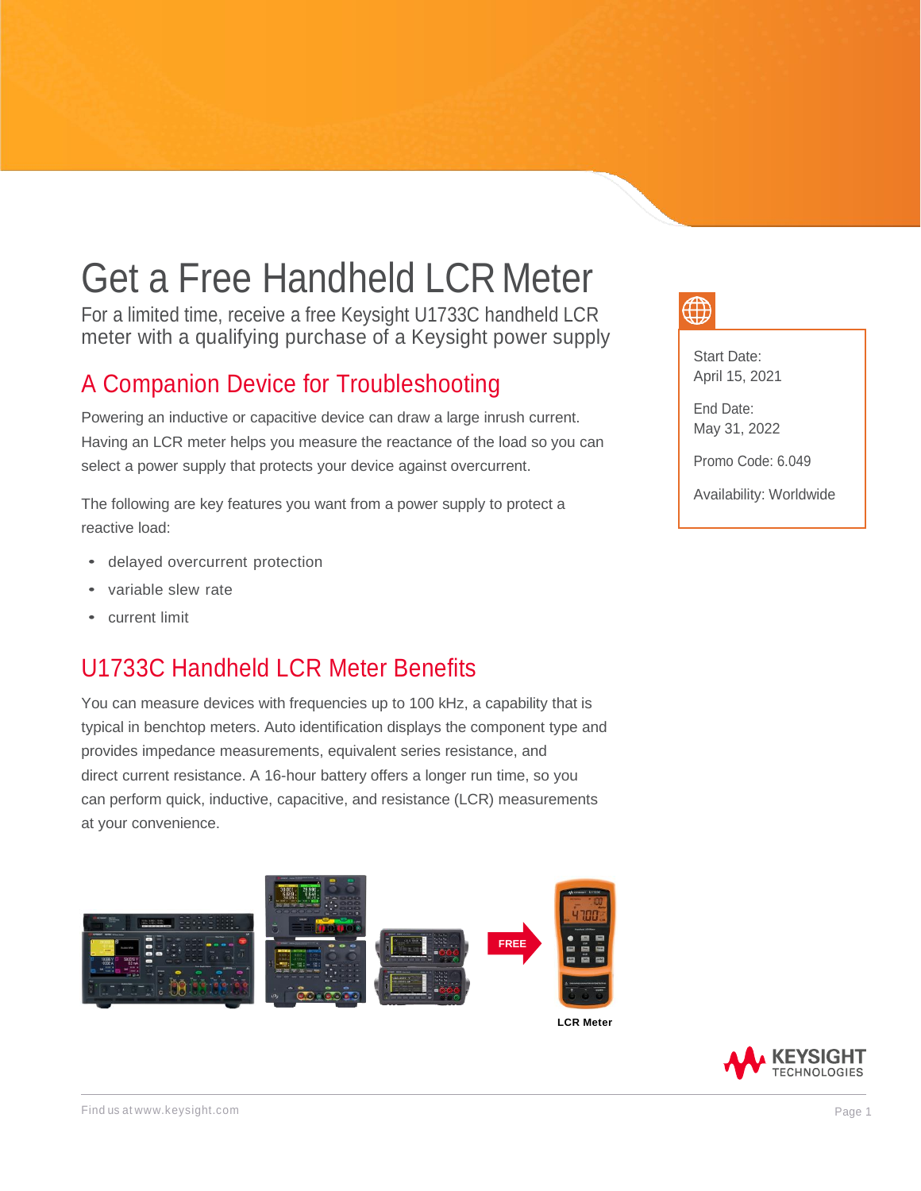# Get a Free Handheld LCR Meter

For a limited time, receive a free Keysight U1733C handheld LCR meter with a qualifying purchase of a Keysight power supply

Start Date:
April 15, 2021

End Date:
May 31, 2022

Promo Code: 6.049

Availability: Worldwide

## A Companion Device for Troubleshooting

Powering an inductive or capacitive device can draw a large inrush current. Having an LCR meter helps you measure the reactance of the load so you can select a power supply that protects your device against overcurrent.

The following are key features you want from a power supply to protect a reactive load:

- delayed overcurrent protection
- variable slew rate
- current limit

## U1733C Handheld LCR Meter Benefits

You can measure devices with frequencies up to 100 kHz, a capability that is typical in benchtop meters. Auto identification displays the component type and provides impedance measurements, equivalent series resistance, and direct current resistance. A 16-hour battery offers a longer run time, so you can perform quick, inductive, capacitive, and resistance (LCR) measurements at your convenience.

FREE

LCR Meter

Find us at www.keysight.com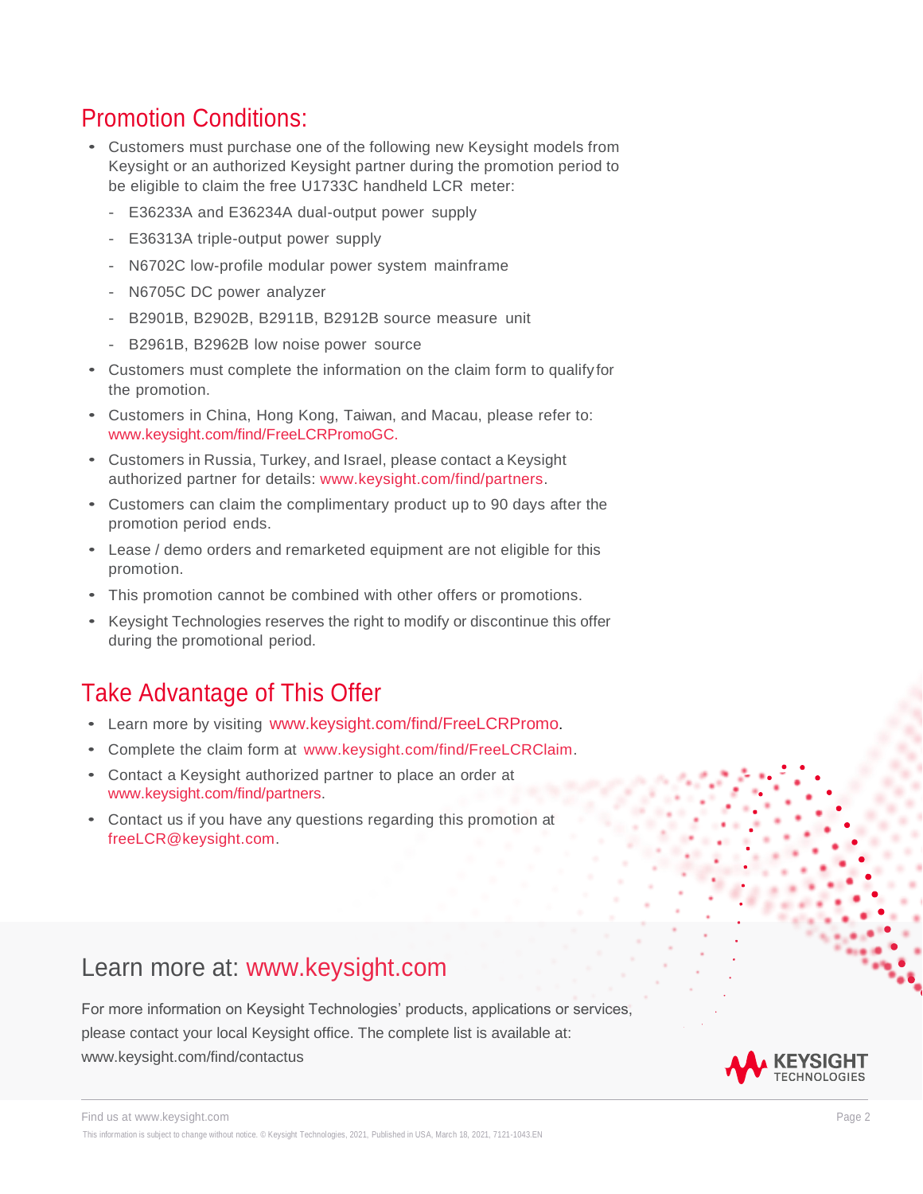## Promotion Conditions:

- Customers must purchase one of the following new Keysight models from Keysight or an authorized Keysight partner during the promotion period to be eligible to claim the free U1733C handheld LCR meter:
  - E36233A and E36234A dual-output power supply
  - E36313A triple-output power supply
  - N6702C low-profile modular power system mainframe
  - N6705C DC power analyzer
  - B2901B, B2902B, B2911B, B2912B source measure unit
  - B2961B, B2962B low noise power source
- Customers must complete the information on the claim form to qualify for the promotion.
- Customers in China, Hong Kong, Taiwan, and Macau, please refer to: www.keysight.com/find/FreeLCRPromoGC.
- Customers in Russia, Turkey, and Israel, please contact a Keysight authorized partner for details: www.keysight.com/find/partners.
- Customers can claim the complimentary product up to 90 days after the promotion period ends.
- Lease / demo orders and remarketed equipment are not eligible for this promotion.
- This promotion cannot be combined with other offers or promotions.
- Keysight Technologies reserves the right to modify or discontinue this offer during the promotional period.

## Take Advantage of This Offer

- Learn more by visiting www.keysight.com/find/FreeLCRPromo.
- Complete the claim form at www.keysight.com/find/FreeLCRClaim.
- Contact a Keysight authorized partner to place an order at www.keysight.com/find/partners.
- Contact us if you have any questions regarding this promotion at freeLCR@keysight.com.

## Learn more at: www.keysight.com

For more information on Keysight Technologies' products, applications or services, please contact your local Keysight office. The complete list is available at: www.keysight.com/find/contactus

KEYSIGHT TECHNOLOGIES

Find us at www.keysight.com

This information is subject to change without notice. © Keysight Technologies, 2021, Published in USA, March 18, 2021, 7121-1043.EN